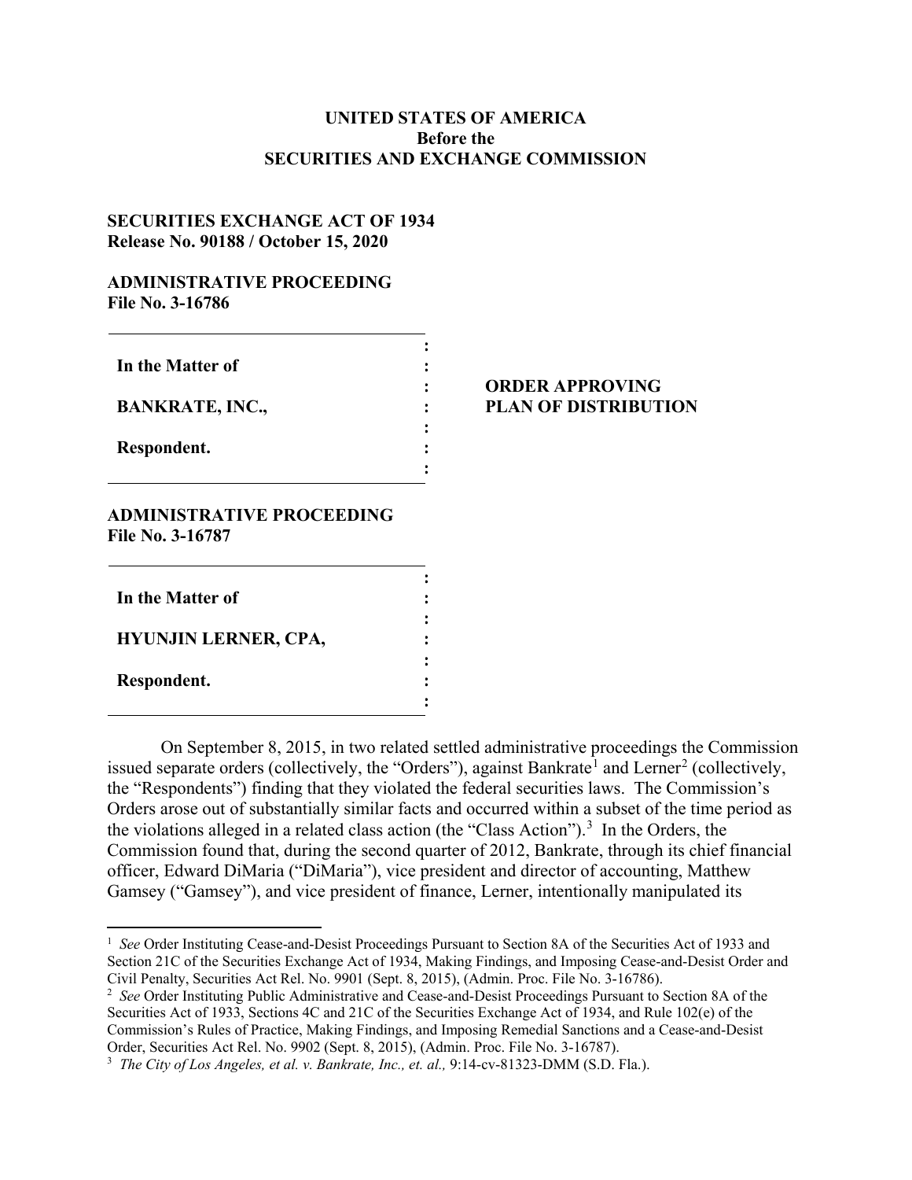**UNITED STATES OF AMERICA**
**Before the**
**SECURITIES AND EXCHANGE COMMISSION**

**SECURITIES EXCHANGE ACT OF 1934**
**Release No. 90188 / October 15, 2020**

**ADMINISTRATIVE PROCEEDING**
**File No. 3-16786**

**In the Matter of**

**BANKRATE, INC.,**

**Respondent.**

**ORDER APPROVING PLAN OF DISTRIBUTION**

**ADMINISTRATIVE PROCEEDING**
**File No. 3-16787**

**In the Matter of**

**HYUNJIN LERNER, CPA,**

**Respondent.**

On September 8, 2015, in two related settled administrative proceedings the Commission issued separate orders (collectively, the "Orders"), against Bankrate[1] and Lerner[2] (collectively, the "Respondents") finding that they violated the federal securities laws. The Commission's Orders arose out of substantially similar facts and occurred within a subset of the time period as the violations alleged in a related class action (the "Class Action").[3] In the Orders, the Commission found that, during the second quarter of 2012, Bankrate, through its chief financial officer, Edward DiMaria ("DiMaria"), vice president and director of accounting, Matthew Gamsey ("Gamsey"), and vice president of finance, Lerner, intentionally manipulated its

---

[1] *See* Order Instituting Cease-and-Desist Proceedings Pursuant to Section 8A of the Securities Act of 1933 and Section 21C of the Securities Exchange Act of 1934, Making Findings, and Imposing Cease-and-Desist Order and Civil Penalty, Securities Act Rel. No. 9901 (Sept. 8, 2015), (Admin. Proc. File No. 3-16786).

[2] *See* Order Instituting Public Administrative and Cease-and-Desist Proceedings Pursuant to Section 8A of the Securities Act of 1933, Sections 4C and 21C of the Securities Exchange Act of 1934, and Rule 102(e) of the Commission's Rules of Practice, Making Findings, and Imposing Remedial Sanctions and a Cease-and-Desist Order, Securities Act Rel. No. 9902 (Sept. 8, 2015), (Admin. Proc. File No. 3-16787).

[3] *The City of Los Angeles, et al. v. Bankrate, Inc., et. al.,* 9:14-cv-81323-DMM (S.D. Fla.).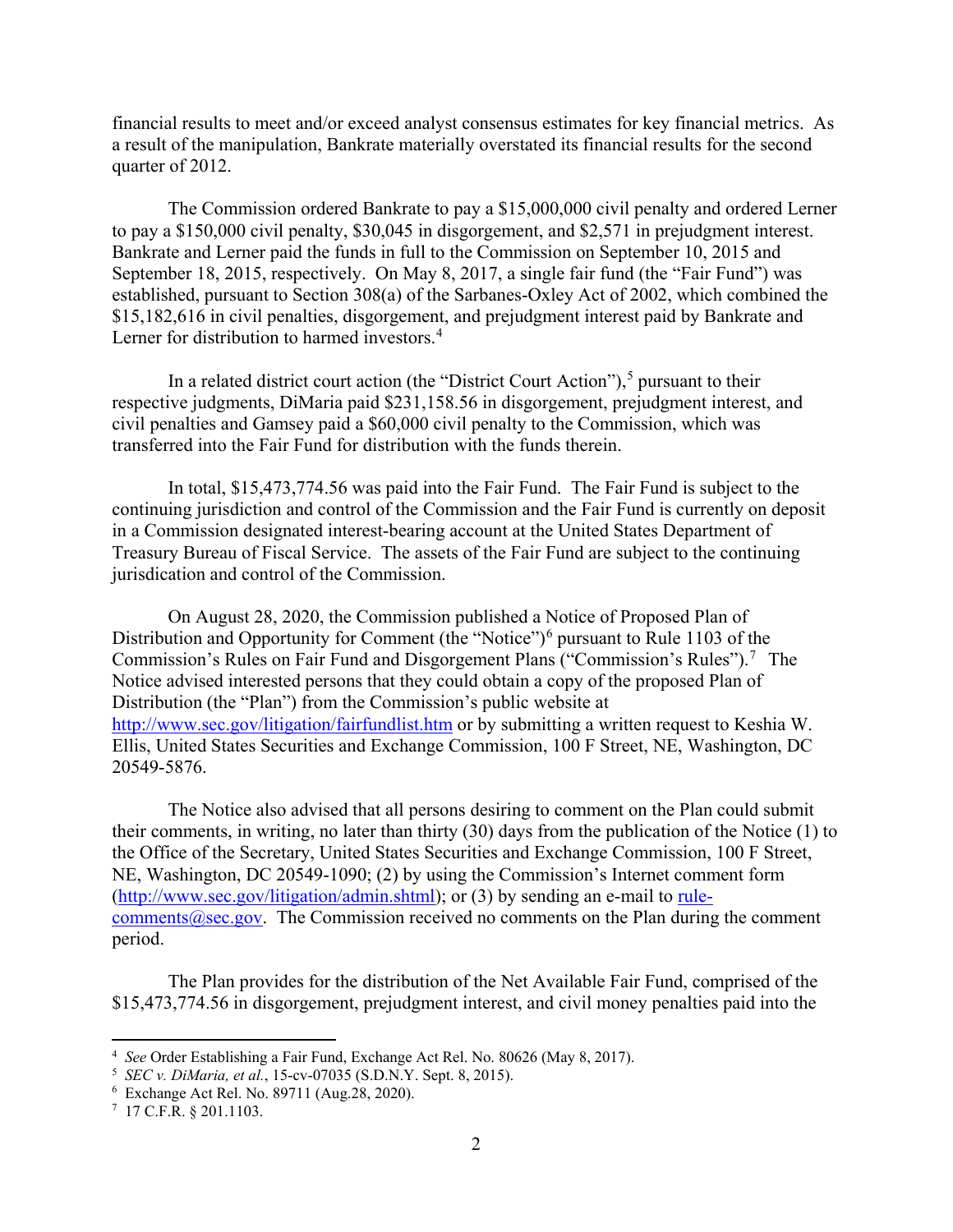financial results to meet and/or exceed analyst consensus estimates for key financial metrics. As a result of the manipulation, Bankrate materially overstated its financial results for the second quarter of 2012.

The Commission ordered Bankrate to pay a $15,000,000 civil penalty and ordered Lerner to pay a $150,000 civil penalty, $30,045 in disgorgement, and $2,571 in prejudgment interest. Bankrate and Lerner paid the funds in full to the Commission on September 10, 2015 and September 18, 2015, respectively. On May 8, 2017, a single fair fund (the "Fair Fund") was established, pursuant to Section 308(a) of the Sarbanes-Oxley Act of 2002, which combined the $15,182,616 in civil penalties, disgorgement, and prejudgment interest paid by Bankrate and Lerner for distribution to harmed investors.[4]

In a related district court action (the "District Court Action"),[5] pursuant to their respective judgments, DiMaria paid $231,158.56 in disgorgement, prejudgment interest, and civil penalties and Gamsey paid a $60,000 civil penalty to the Commission, which was transferred into the Fair Fund for distribution with the funds therein.

In total, $15,473,774.56 was paid into the Fair Fund. The Fair Fund is subject to the continuing jurisdiction and control of the Commission and the Fair Fund is currently on deposit in a Commission designated interest-bearing account at the United States Department of Treasury Bureau of Fiscal Service. The assets of the Fair Fund are subject to the continuing jurisdication and control of the Commission.

On August 28, 2020, the Commission published a Notice of Proposed Plan of Distribution and Opportunity for Comment (the "Notice")[6] pursuant to Rule 1103 of the Commission's Rules on Fair Fund and Disgorgement Plans ("Commission's Rules").[7] The Notice advised interested persons that they could obtain a copy of the proposed Plan of Distribution (the "Plan") from the Commission's public website at http://www.sec.gov/litigation/fairfundlist.htm or by submitting a written request to Keshia W. Ellis, United States Securities and Exchange Commission, 100 F Street, NE, Washington, DC 20549-5876.

The Notice also advised that all persons desiring to comment on the Plan could submit their comments, in writing, no later than thirty (30) days from the publication of the Notice (1) to the Office of the Secretary, United States Securities and Exchange Commission, 100 F Street, NE, Washington, DC 20549-1090; (2) by using the Commission's Internet comment form (http://www.sec.gov/litigation/admin.shtml); or (3) by sending an e-mail to rule-comments@sec.gov. The Commission received no comments on the Plan during the comment period.

The Plan provides for the distribution of the Net Available Fair Fund, comprised of the $15,473,774.56 in disgorgement, prejudgment interest, and civil money penalties paid into the

---

[4] *See* Order Establishing a Fair Fund, Exchange Act Rel. No. 80626 (May 8, 2017).

[5] *SEC v. DiMaria, et al.*, 15-cv-07035 (S.D.N.Y. Sept. 8, 2015).

[6] Exchange Act Rel. No. 89711 (Aug.28, 2020).

[7] 17 C.F.R. § 201.1103.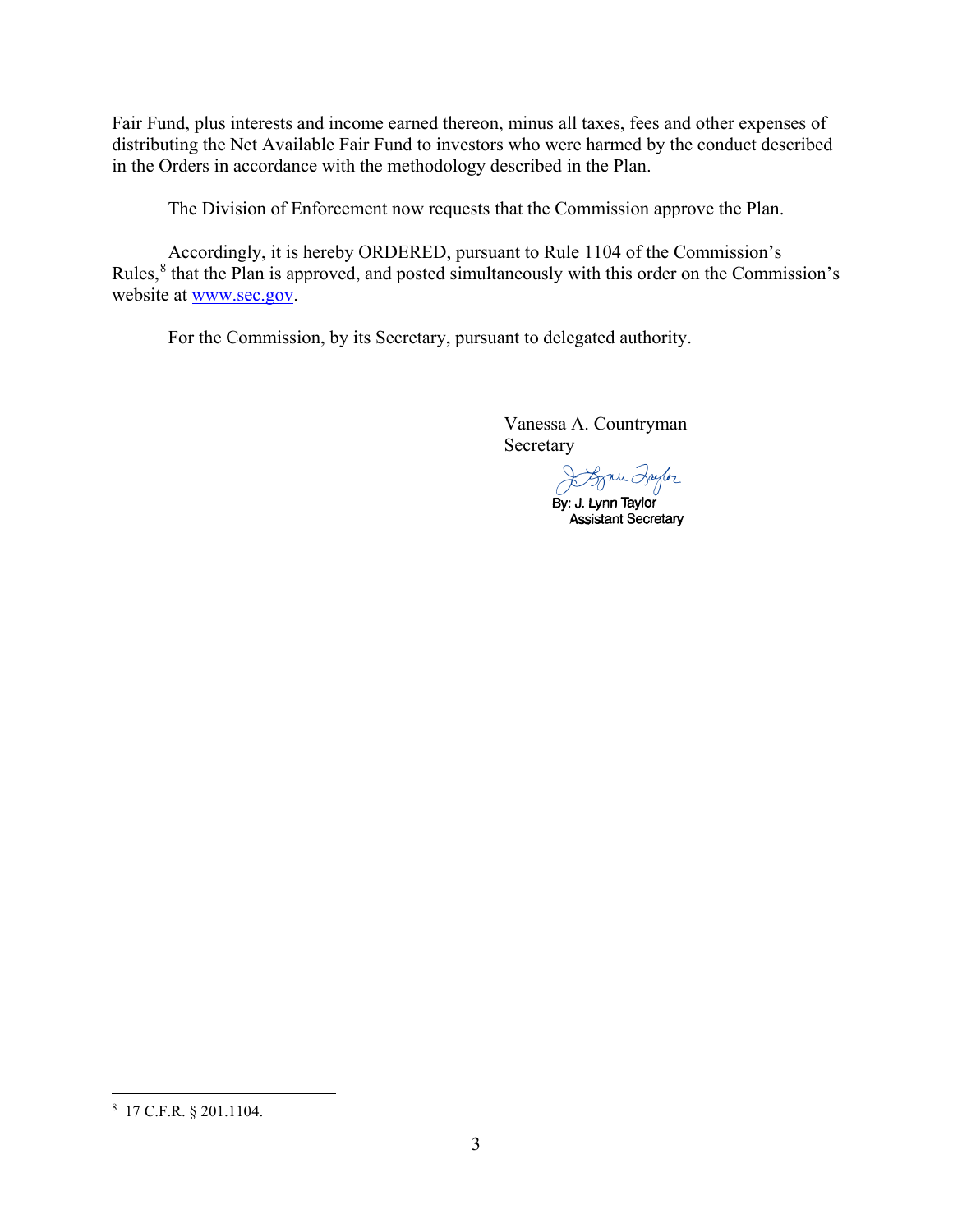Fair Fund, plus interests and income earned thereon, minus all taxes, fees and other expenses of distributing the Net Available Fair Fund to investors who were harmed by the conduct described in the Orders in accordance with the methodology described in the Plan.

The Division of Enforcement now requests that the Commission approve the Plan.

Accordingly, it is hereby ORDERED, pursuant to Rule 1104 of the Commission's Rules,[8] that the Plan is approved, and posted simultaneously with this order on the Commission's website at www.sec.gov.

For the Commission, by its Secretary, pursuant to delegated authority.

Vanessa A. Countryman
Secretary

By: J. Lynn Taylor
Assistant Secretary

---

[8] 17 C.F.R. § 201.1104.